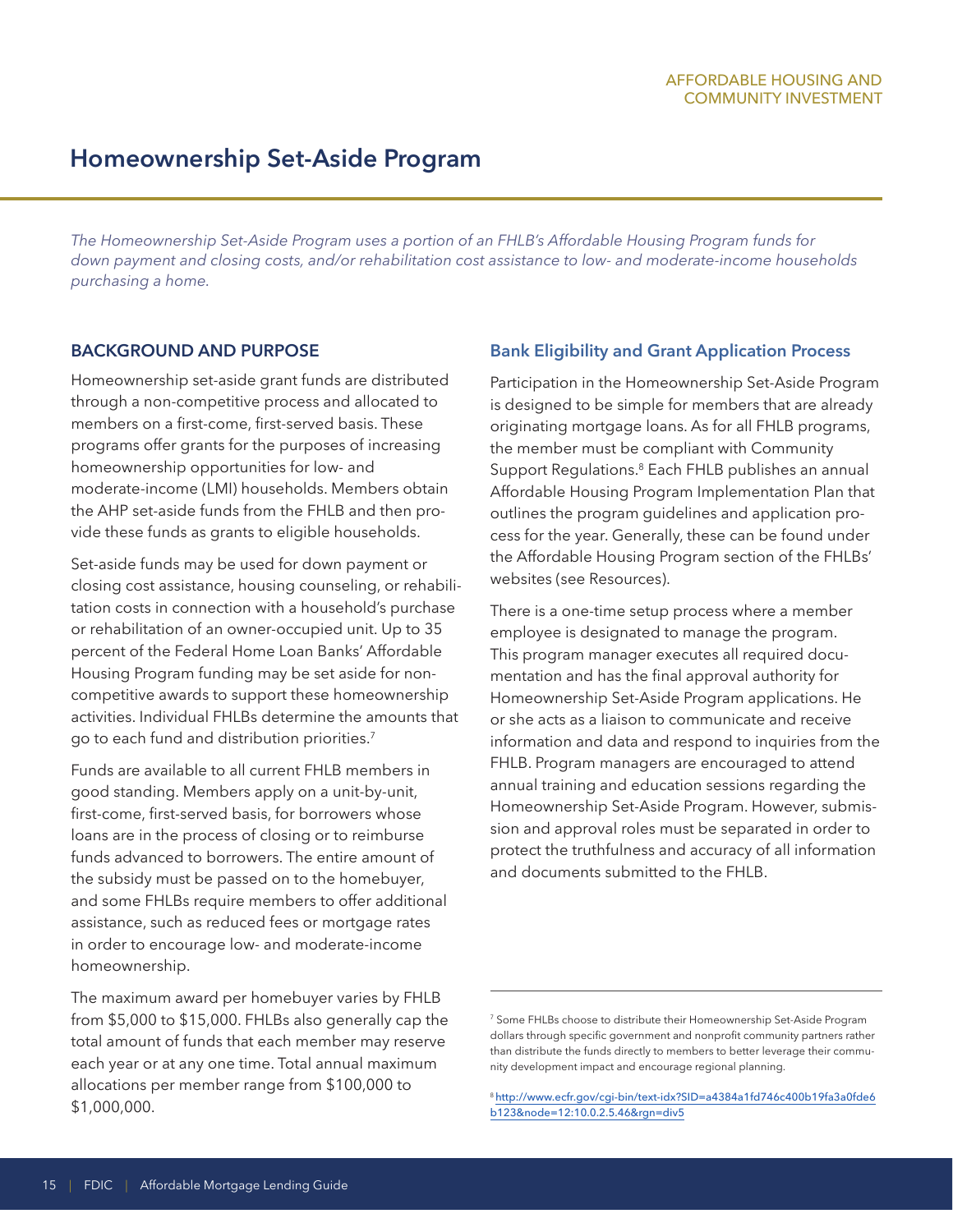# Homeownership Set-Aside Program

*The Homeownership Set-Aside Program uses a portion of an FHLB's Affordable Housing Program funds for down payment and closing costs, and/or rehabilitation cost assistance to low- and moderate-income households purchasing a home.*

## BACKGROUND AND PURPOSE

Homeownership set-aside grant funds are distributed through a non-competitive process and allocated to members on a first-come, first-served basis. These programs offer grants for the purposes of increasing homeownership opportunities for low- and moderate-income (LMI) households. Members obtain the AHP set-aside funds from the FHLB and then provide these funds as grants to eligible households.

Set-aside funds may be used for down payment or closing cost assistance, housing counseling, or rehabilitation costs in connection with a household's purchase or rehabilitation of an owner-occupied unit. Up to 35 percent of the Federal Home Loan Banks' Affordable Housing Program funding may be set aside for non-competitive awards to support these homeownership activities. Individual FHLBs determine the amounts that go to each fund and distribution priorities.[7]

Funds are available to all current FHLB members in good standing. Members apply on a unit-by-unit, first-come, first-served basis, for borrowers whose loans are in the process of closing or to reimburse funds advanced to borrowers. The entire amount of the subsidy must be passed on to the homebuyer, and some FHLBs require members to offer additional assistance, such as reduced fees or mortgage rates in order to encourage low- and moderate-income homeownership.

The maximum award per homebuyer varies by FHLB from $5,000 to $15,000. FHLBs also generally cap the total amount of funds that each member may reserve each year or at any one time. Total annual maximum allocations per member range from $100,000 to $1,000,000.

### Bank Eligibility and Grant Application Process

Participation in the Homeownership Set-Aside Program is designed to be simple for members that are already originating mortgage loans. As for all FHLB programs, the member must be compliant with Community Support Regulations.[8] Each FHLB publishes an annual Affordable Housing Program Implementation Plan that outlines the program guidelines and application process for the year. Generally, these can be found under the Affordable Housing Program section of the FHLBs' websites (see Resources).

There is a one-time setup process where a member employee is designated to manage the program. This program manager executes all required documentation and has the final approval authority for Homeownership Set-Aside Program applications. He or she acts as a liaison to communicate and receive information and data and respond to inquiries from the FHLB. Program managers are encouraged to attend annual training and education sessions regarding the Homeownership Set-Aside Program. However, submission and approval roles must be separated in order to protect the truthfulness and accuracy of all information and documents submitted to the FHLB.

---

[7] Some FHLBs choose to distribute their Homeownership Set-Aside Program dollars through specific government and nonprofit community partners rather than distribute the funds directly to members to better leverage their community development impact and encourage regional planning.

[8] http://www.ecfr.gov/cgi-bin/text-idx?SID=a4384a1fd746c400b19fa3a0fde6b123&node=12:10.0.2.5.46&rgn=div5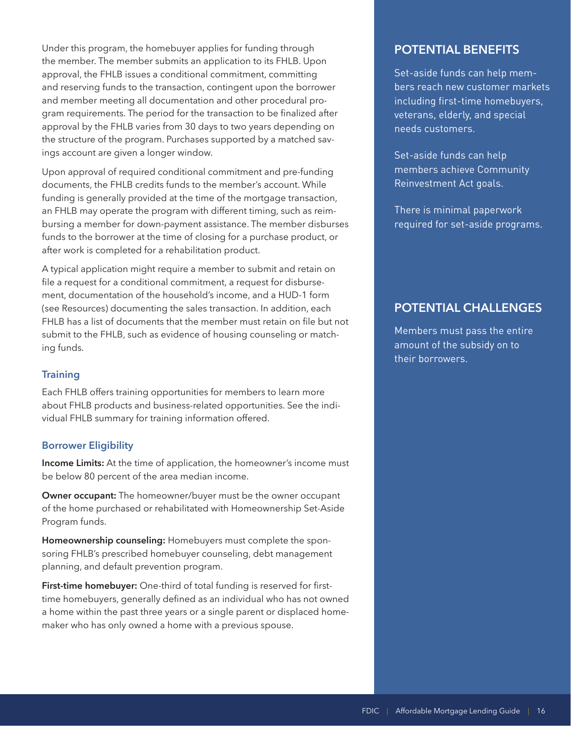Under this program, the homebuyer applies for funding through the member. The member submits an application to its FHLB. Upon approval, the FHLB issues a conditional commitment, committing and reserving funds to the transaction, contingent upon the borrower and member meeting all documentation and other procedural program requirements. The period for the transaction to be finalized after approval by the FHLB varies from 30 days to two years depending on the structure of the program. Purchases supported by a matched savings account are given a longer window.

Upon approval of required conditional commitment and pre-funding documents, the FHLB credits funds to the member's account. While funding is generally provided at the time of the mortgage transaction, an FHLB may operate the program with different timing, such as reimbursing a member for down-payment assistance. The member disburses funds to the borrower at the time of closing for a purchase product, or after work is completed for a rehabilitation product.

A typical application might require a member to submit and retain on file a request for a conditional commitment, a request for disbursement, documentation of the household's income, and a HUD-1 form (see Resources) documenting the sales transaction. In addition, each FHLB has a list of documents that the member must retain on file but not submit to the FHLB, such as evidence of housing counseling or matching funds.

### Training

Each FHLB offers training opportunities for members to learn more about FHLB products and business-related opportunities. See the individual FHLB summary for training information offered.

### Borrower Eligibility

**Income Limits:** At the time of application, the homeowner's income must be below 80 percent of the area median income.

**Owner occupant:** The homeowner/buyer must be the owner occupant of the home purchased or rehabilitated with Homeownership Set-Aside Program funds.

**Homeownership counseling:** Homebuyers must complete the sponsoring FHLB's prescribed homebuyer counseling, debt management planning, and default prevention program.

**First-time homebuyer:** One-third of total funding is reserved for first-time homebuyers, generally defined as an individual who has not owned a home within the past three years or a single parent or displaced homemaker who has only owned a home with a previous spouse.

## POTENTIAL BENEFITS

Set-aside funds can help members reach new customer markets including first-time homebuyers, veterans, elderly, and special needs customers.

Set-aside funds can help members achieve Community Reinvestment Act goals.

There is minimal paperwork required for set-aside programs.

## POTENTIAL CHALLENGES

Members must pass the entire amount of the subsidy on to their borrowers.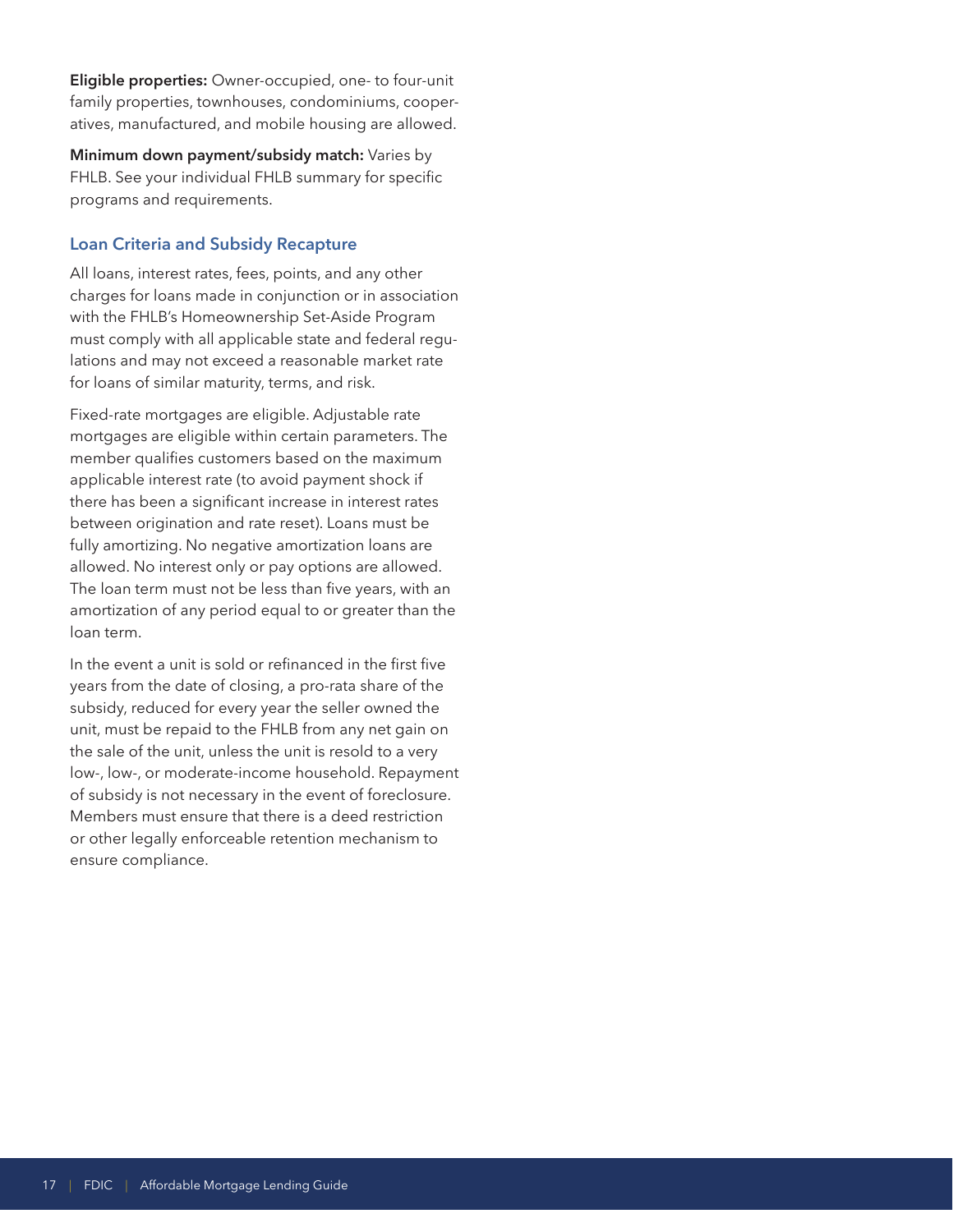**Eligible properties:** Owner-occupied, one- to four-unit family properties, townhouses, condominiums, cooperatives, manufactured, and mobile housing are allowed.

**Minimum down payment/subsidy match:** Varies by FHLB. See your individual FHLB summary for specific programs and requirements.

### Loan Criteria and Subsidy Recapture

All loans, interest rates, fees, points, and any other charges for loans made in conjunction or in association with the FHLB's Homeownership Set-Aside Program must comply with all applicable state and federal regulations and may not exceed a reasonable market rate for loans of similar maturity, terms, and risk.

Fixed-rate mortgages are eligible. Adjustable rate mortgages are eligible within certain parameters. The member qualifies customers based on the maximum applicable interest rate (to avoid payment shock if there has been a significant increase in interest rates between origination and rate reset). Loans must be fully amortizing. No negative amortization loans are allowed. No interest only or pay options are allowed. The loan term must not be less than five years, with an amortization of any period equal to or greater than the loan term.

In the event a unit is sold or refinanced in the first five years from the date of closing, a pro-rata share of the subsidy, reduced for every year the seller owned the unit, must be repaid to the FHLB from any net gain on the sale of the unit, unless the unit is resold to a very low-, low-, or moderate-income household. Repayment of subsidy is not necessary in the event of foreclosure. Members must ensure that there is a deed restriction or other legally enforceable retention mechanism to ensure compliance.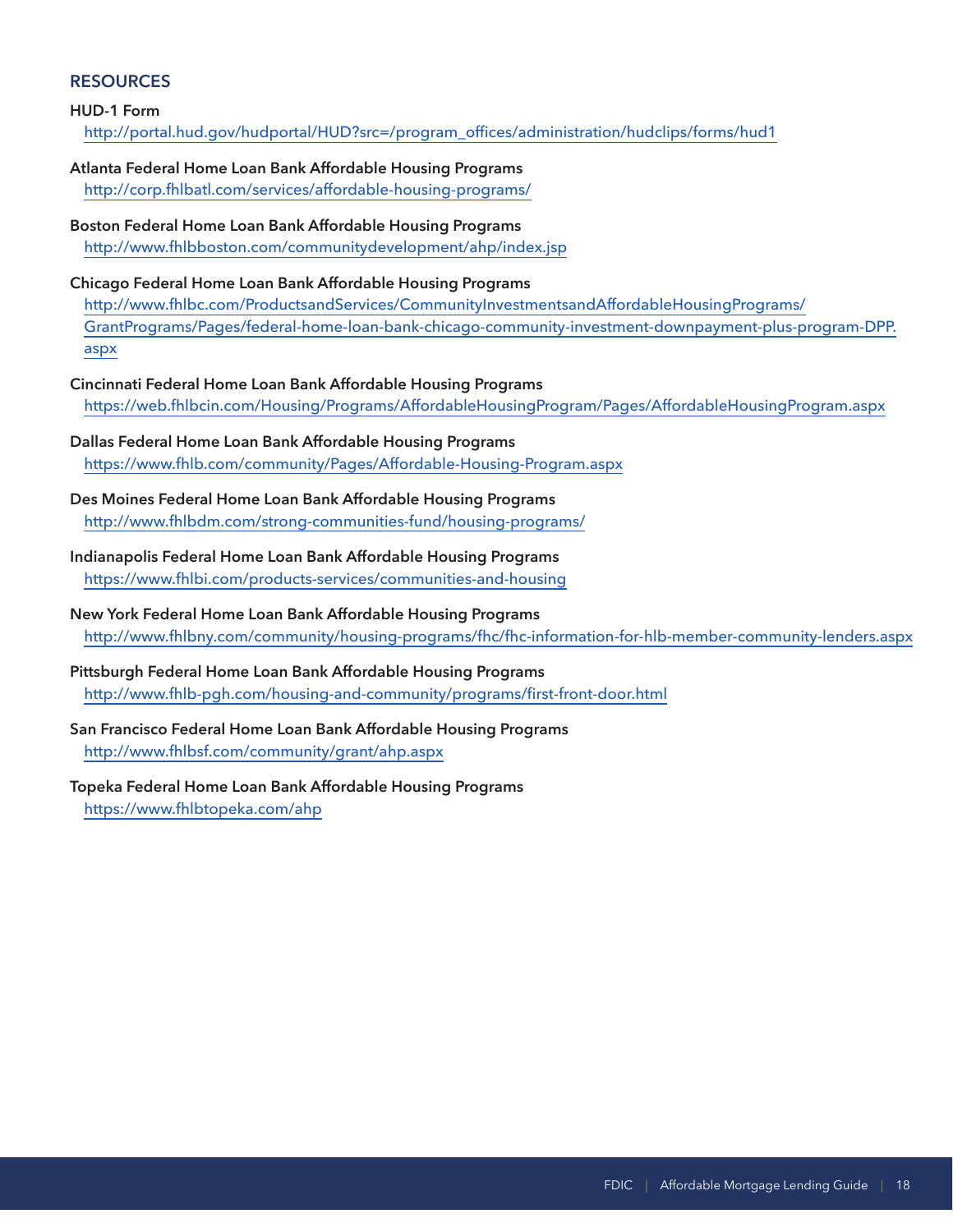## RESOURCES

**HUD-1 Form**
http://portal.hud.gov/hudportal/HUD?src=/program_offices/administration/hudclips/forms/hud1

**Atlanta Federal Home Loan Bank Affordable Housing Programs**
http://corp.fhlbatl.com/services/affordable-housing-programs/

**Boston Federal Home Loan Bank Affordable Housing Programs**
http://www.fhlbboston.com/communitydevelopment/ahp/index.jsp

**Chicago Federal Home Loan Bank Affordable Housing Programs**
http://www.fhlbc.com/ProductsandServices/CommunityInvestmentsandAffordableHousingPrograms/GrantPrograms/Pages/federal-home-loan-bank-chicago-community-investment-downpayment-plus-program-DPP.aspx

**Cincinnati Federal Home Loan Bank Affordable Housing Programs**
https://web.fhlbcin.com/Housing/Programs/AffordableHousingProgram/Pages/AffordableHousingProgram.aspx

**Dallas Federal Home Loan Bank Affordable Housing Programs**
https://www.fhlb.com/community/Pages/Affordable-Housing-Program.aspx

**Des Moines Federal Home Loan Bank Affordable Housing Programs**
http://www.fhlbdm.com/strong-communities-fund/housing-programs/

**Indianapolis Federal Home Loan Bank Affordable Housing Programs**
https://www.fhlbi.com/products-services/communities-and-housing

**New York Federal Home Loan Bank Affordable Housing Programs**
http://www.fhlbny.com/community/housing-programs/fhc/fhc-information-for-hlb-member-community-lenders.aspx

**Pittsburgh Federal Home Loan Bank Affordable Housing Programs**
http://www.fhlb-pgh.com/housing-and-community/programs/first-front-door.html

**San Francisco Federal Home Loan Bank Affordable Housing Programs**
http://www.fhlbsf.com/community/grant/ahp.aspx

**Topeka Federal Home Loan Bank Affordable Housing Programs**
https://www.fhlbtopeka.com/ahp